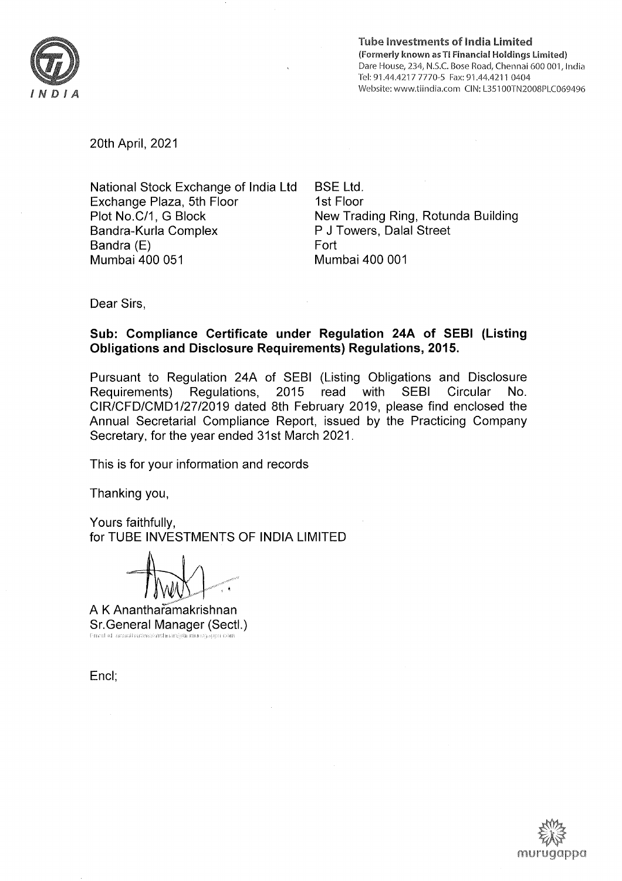**Tube Investments of India Limited**
**(Formerly known as TI Financial Holdings Limited)**
Dare House, 234, N.S.C. Bose Road, Chennai 600 001, India
Tel: 91.44.4217 7770-5 Fax: 91.44.4211 0404
Website: www.tiindia.com CIN: L35100TN2008PLC069496

20th April, 2021

National Stock Exchange of India Ltd
Exchange Plaza, 5th Floor
Plot No.C/1, G Block
Bandra-Kurla Complex
Bandra (E)
Mumbai 400 051

BSE Ltd.
1st Floor
New Trading Ring, Rotunda Building
P J Towers, Dalal Street
Fort
Mumbai 400 001

Dear Sirs,

**Sub: Compliance Certificate under Regulation 24A of SEBI (Listing Obligations and Disclosure Requirements) Regulations, 2015.**

Pursuant to Regulation 24A of SEBI (Listing Obligations and Disclosure Requirements) Regulations, 2015 read with SEBI Circular No. CIR/CFD/CMD1/27/2019 dated 8th February 2019, please find enclosed the Annual Secretarial Compliance Report, issued by the Practicing Company Secretary, for the year ended 31st March 2021.

This is for your information and records

Thanking you,

Yours faithfully,
for TUBE INVESTMENTS OF INDIA LIMITED

A K Anantharamakrishnan
Sr.General Manager (Sectl.)

Encl;

murugappa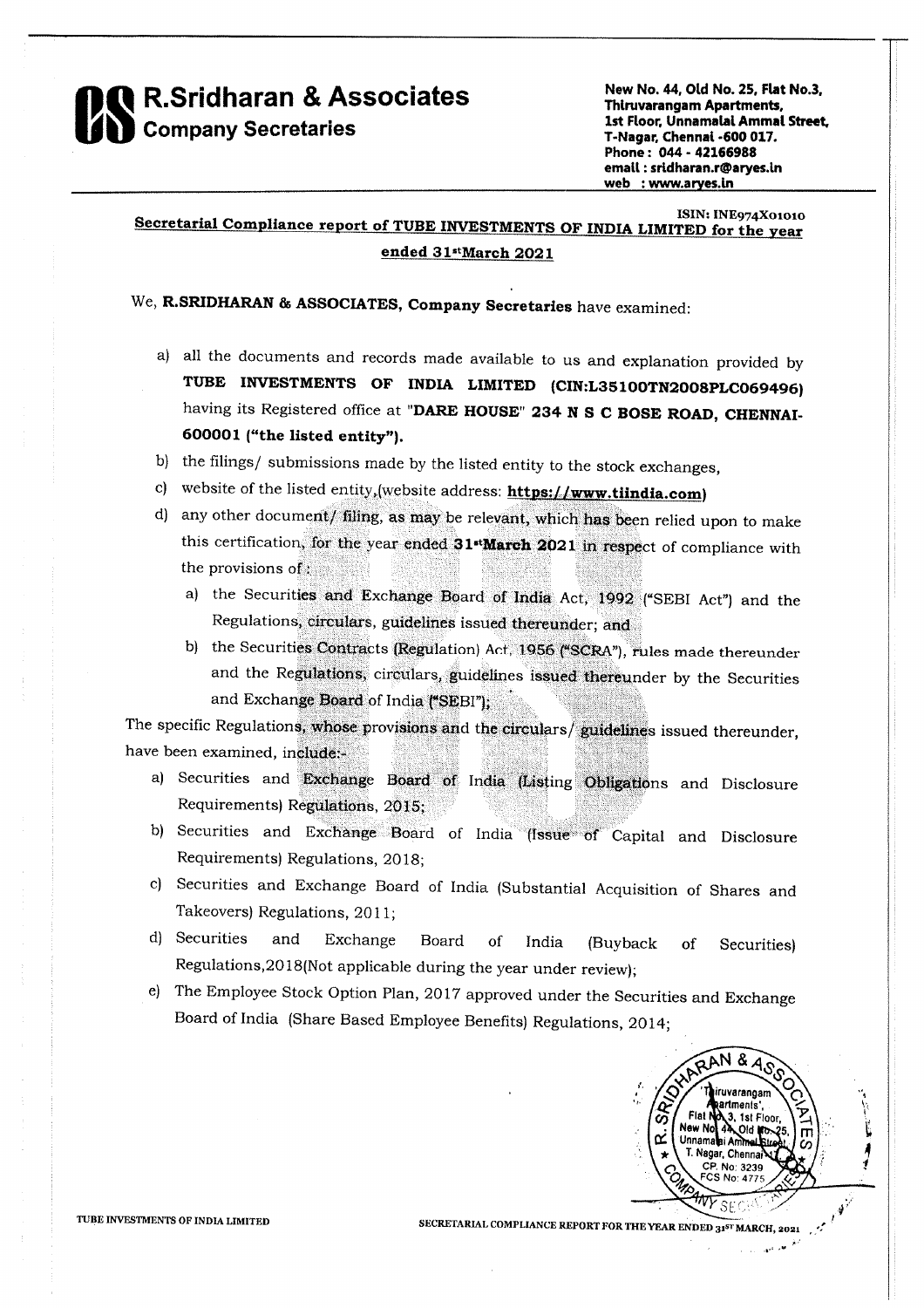# R.Sridharan & Associates
## Company Secretaries

New No. 44, Old No. 25, Flat No.3,
Thiruvarangam Apartments,
1st Floor, Unnamalai Ammal Street,
T-Nagar, Chennai -600 017.
Phone : 044 - 42166988
email : sridharan.r@aryes.in
web : www.aryes.in

ISIN: INE974X01010

**Secretarial Compliance report of TUBE INVESTMENTS OF INDIA LIMITED for the year ended 31st March 2021**

We, **R.SRIDHARAN & ASSOCIATES, Company Secretaries** have examined:

a) all the documents and records made available to us and explanation provided by **TUBE INVESTMENTS OF INDIA LIMITED (CIN:L35100TN2008PLC069496)** having its Registered office at **"DARE HOUSE" 234 N S C BOSE ROAD, CHENNAI-600001 ("the listed entity").**

b) the filings/ submissions made by the listed entity to the stock exchanges,

c) website of the listed entity,(website address: **https://www.tiindia.com)**

d) any other document/ filing, as may be relevant, which has been relied upon to make this certification, for the year ended **31st March 2021** in respect of compliance with the provisions of :

   a) the Securities and Exchange Board of India Act, 1992 ("SEBI Act") and the Regulations, circulars, guidelines issued thereunder; and

   b) the Securities Contracts (Regulation) Act, 1956 ("SCRA"), rules made thereunder and the Regulations, circulars, guidelines issued thereunder by the Securities and Exchange Board of India ("SEBI");

The specific Regulations, whose provisions and the circulars/ guidelines issued thereunder, have been examined, include:-

a) Securities and Exchange Board of India (Listing Obligations and Disclosure Requirements) Regulations, 2015;

b) Securities and Exchange Board of India (Issue of Capital and Disclosure Requirements) Regulations, 2018;

c) Securities and Exchange Board of India (Substantial Acquisition of Shares and Takeovers) Regulations, 2011;

d) Securities and Exchange Board of India (Buyback of Securities) Regulations,2018(Not applicable during the year under review);

e) The Employee Stock Option Plan, 2017 approved under the Securities and Exchange Board of India (Share Based Employee Benefits) Regulations, 2014;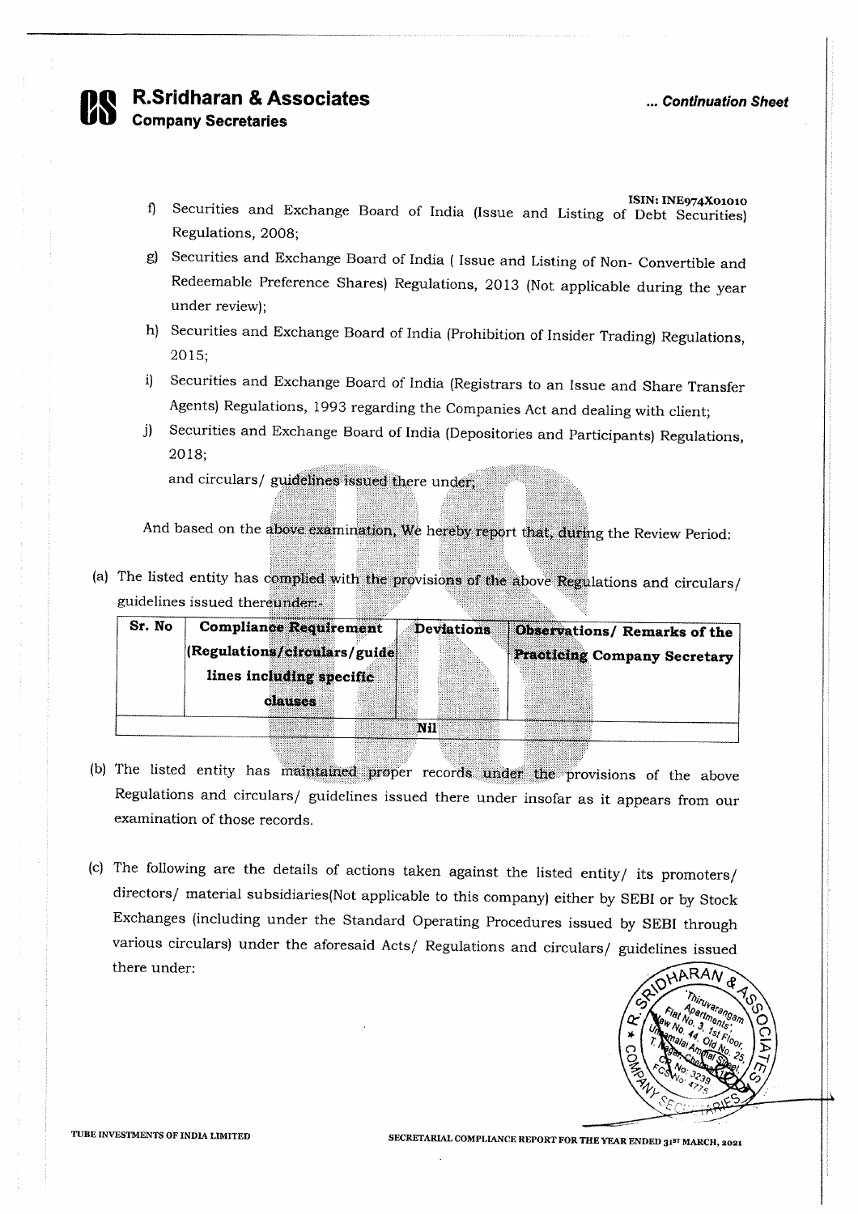ISIN: INE974X01010

f) Securities and Exchange Board of India (Issue and Listing of Debt Securities) Regulations, 2008;

g) Securities and Exchange Board of India ( Issue and Listing of Non- Convertible and Redeemable Preference Shares) Regulations, 2013 (Not applicable during the year under review);

h) Securities and Exchange Board of India (Prohibition of Insider Trading) Regulations, 2015;

i) Securities and Exchange Board of India (Registrars to an Issue and Share Transfer Agents) Regulations, 1993 regarding the Companies Act and dealing with client;

j) Securities and Exchange Board of India (Depositories and Participants) Regulations, 2018;

and circulars/ guidelines issued there under;

And based on the above examination, We hereby report that, during the Review Period:

(a) The listed entity has complied with the provisions of the above Regulations and circulars/ guidelines issued thereunder:-

| Sr. No | Compliance Requirement (Regulations/circulars/guidelines including specific clauses | Deviations | Observations/ Remarks of the Practicing Company Secretary |
|---|---|---|---|
| | | Nil | |

(b) The listed entity has maintained proper records under the provisions of the above Regulations and circulars/ guidelines issued there under insofar as it appears from our examination of those records.

(c) The following are the details of actions taken against the listed entity/ its promoters/ directors/ material subsidiaries(Not applicable to this company) either by SEBI or by Stock Exchanges (including under the Standard Operating Procedures issued by SEBI through various circulars) under the aforesaid Acts/ Regulations and circulars/ guidelines issued there under: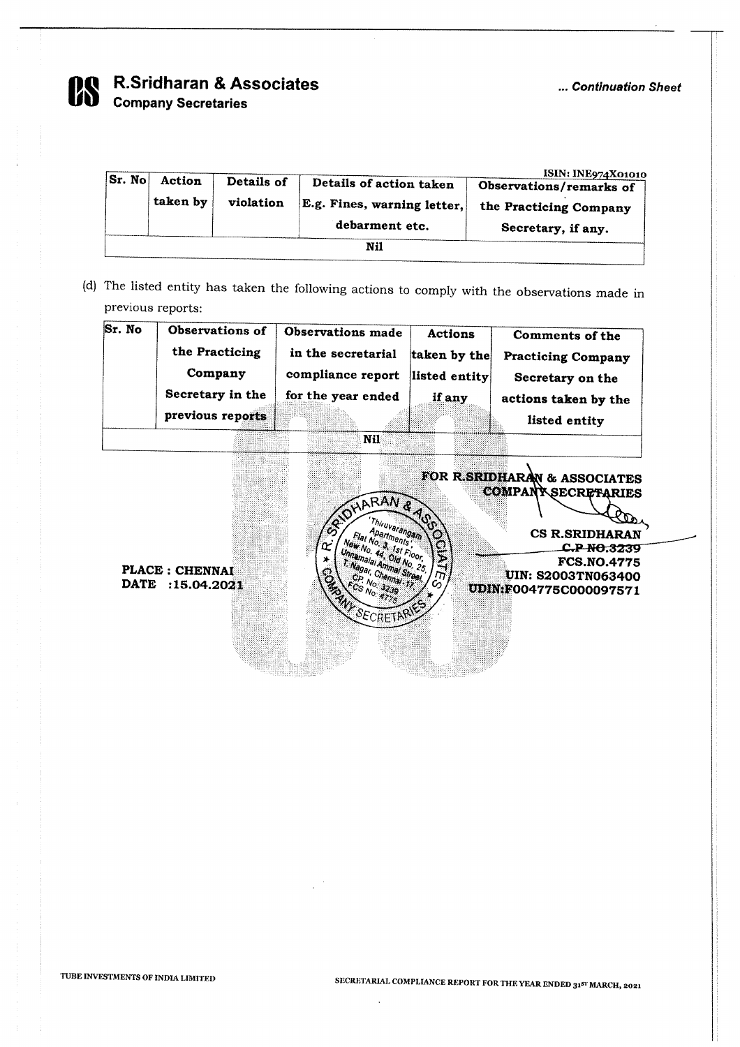ISIN: INE974X01010

| Sr. No | Action taken by | Details of violation | Details of action taken E.g. Fines, warning letter, debarment etc. | Observations/remarks of the Practicing Company Secretary, if any. |
|---|---|---|---|---|
| Nil | | | | |

(d) The listed entity has taken the following actions to comply with the observations made in previous reports:

| Sr. No | Observations of the Practicing Company Secretary in the previous reports | Observations made in the secretarial compliance report for the year ended | Actions taken by the listed entity if any | Comments of the Practicing Company Secretary on the actions taken by the listed entity |
|---|---|---|---|---|
| Nil | | | | |

FOR R.SRIDHARAN & ASSOCIATES
COMPANY SECRETARIES

CS R.SRIDHARAN
C.P NO.3239
FCS.NO.4775
UIN: S2003TN063400
UDIN:F004775C000097571

PLACE : CHENNAI
DATE :15.04.2021